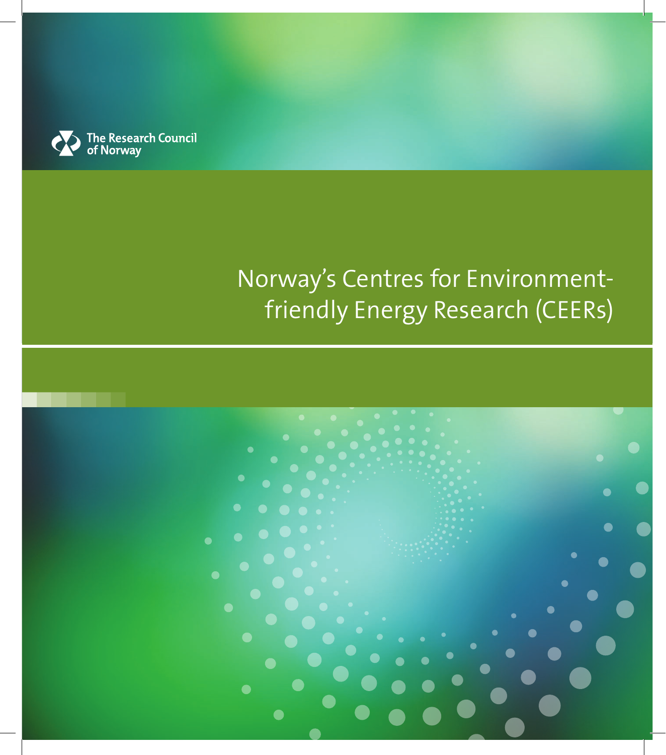The Research Council of Norway

# Norway's Centres for Environment-friendly Energy Research (CEERs)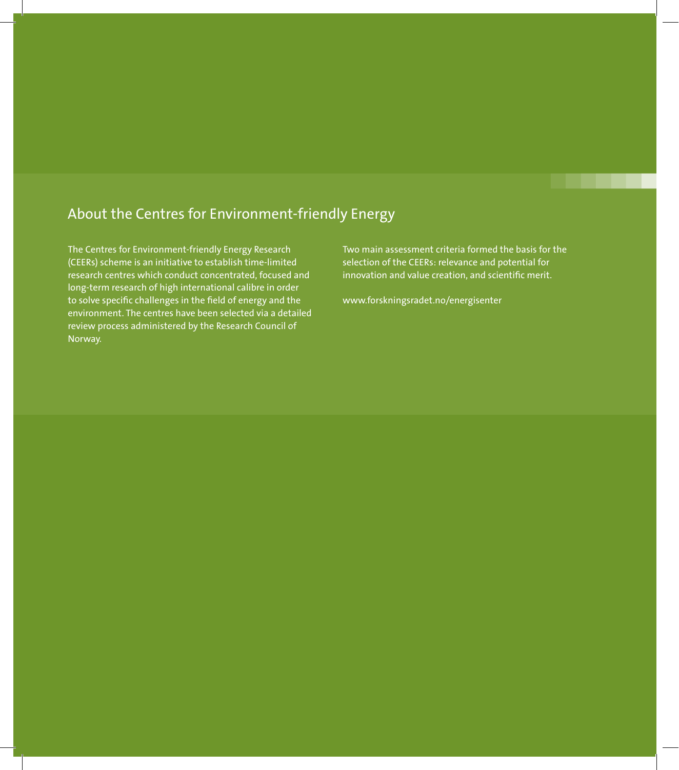## About the Centres for Environment-friendly Energy

The Centres for Environment-friendly Energy Research (CEERs) scheme is an initiative to establish time-limited research centres which conduct concentrated, focused and long-term research of high international calibre in order to solve specific challenges in the field of energy and the environment. The centres have been selected via a detailed review process administered by the Research Council of Norway.

Two main assessment criteria formed the basis for the selection of the CEERs: relevance and potential for innovation and value creation, and scientific merit.

www.forskningsradet.no/energisenter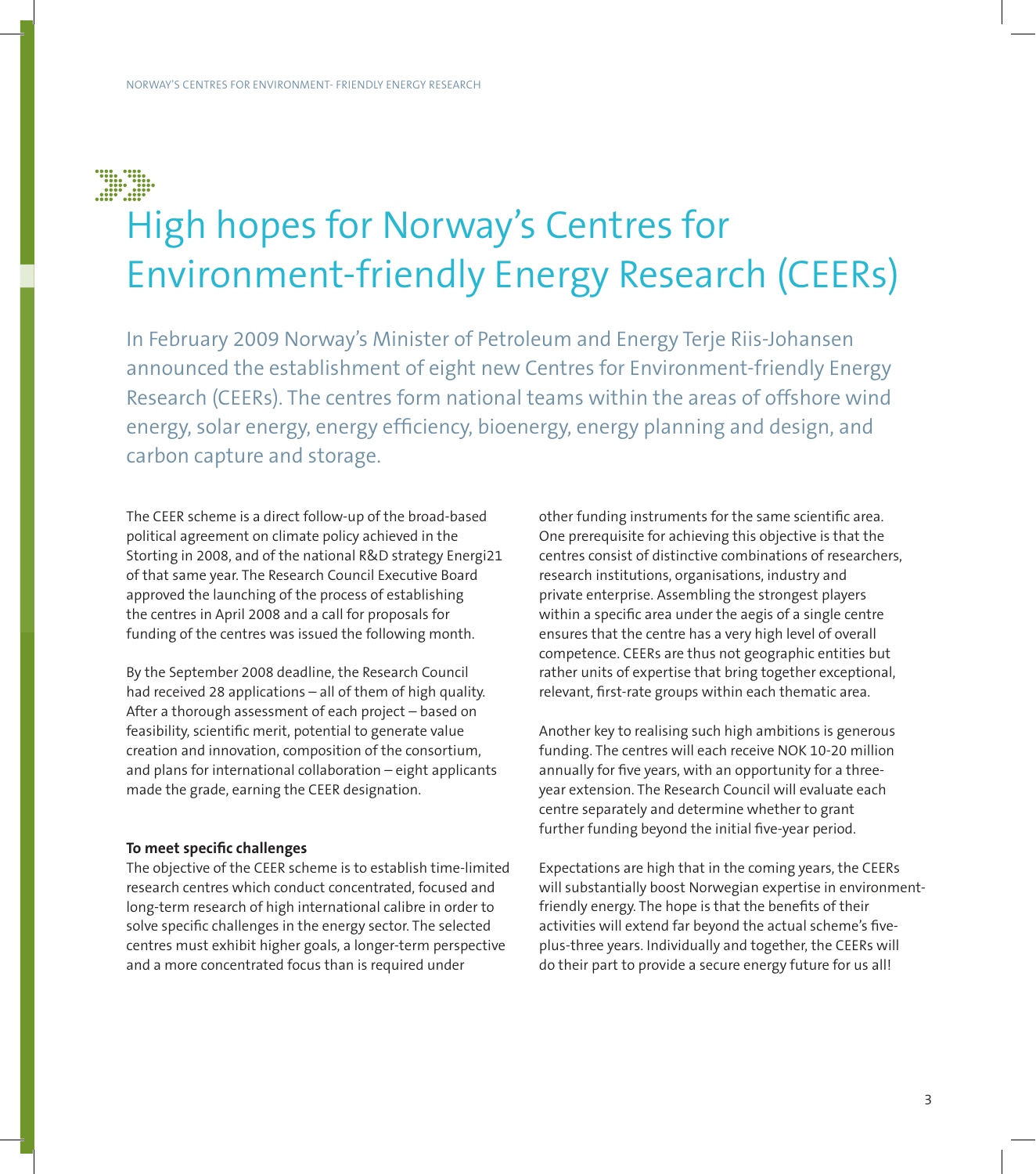# High hopes for Norway's Centres for Environment-friendly Energy Research (CEERs)

In February 2009 Norway's Minister of Petroleum and Energy Terje Riis-Johansen announced the establishment of eight new Centres for Environment-friendly Energy Research (CEERs). The centres form national teams within the areas of offshore wind energy, solar energy, energy efficiency, bioenergy, energy planning and design, and carbon capture and storage.

The CEER scheme is a direct follow-up of the broad-based political agreement on climate policy achieved in the Storting in 2008, and of the national R&D strategy Energi21 of that same year. The Research Council Executive Board approved the launching of the process of establishing the centres in April 2008 and a call for proposals for funding of the centres was issued the following month.

By the September 2008 deadline, the Research Council had received 28 applications – all of them of high quality. After a thorough assessment of each project – based on feasibility, scientific merit, potential to generate value creation and innovation, composition of the consortium, and plans for international collaboration – eight applicants made the grade, earning the CEER designation.

**To meet specific challenges**

The objective of the CEER scheme is to establish time-limited research centres which conduct concentrated, focused and long-term research of high international calibre in order to solve specific challenges in the energy sector. The selected centres must exhibit higher goals, a longer-term perspective and a more concentrated focus than is required under other funding instruments for the same scientific area. One prerequisite for achieving this objective is that the centres consist of distinctive combinations of researchers, research institutions, organisations, industry and private enterprise. Assembling the strongest players within a specific area under the aegis of a single centre ensures that the centre has a very high level of overall competence. CEERs are thus not geographic entities but rather units of expertise that bring together exceptional, relevant, first-rate groups within each thematic area.

Another key to realising such high ambitions is generous funding. The centres will each receive NOK 10-20 million annually for five years, with an opportunity for a three-year extension. The Research Council will evaluate each centre separately and determine whether to grant further funding beyond the initial five-year period.

Expectations are high that in the coming years, the CEERs will substantially boost Norwegian expertise in environment-friendly energy. The hope is that the benefits of their activities will extend far beyond the actual scheme's five-plus-three years. Individually and together, the CEERs will do their part to provide a secure energy future for us all!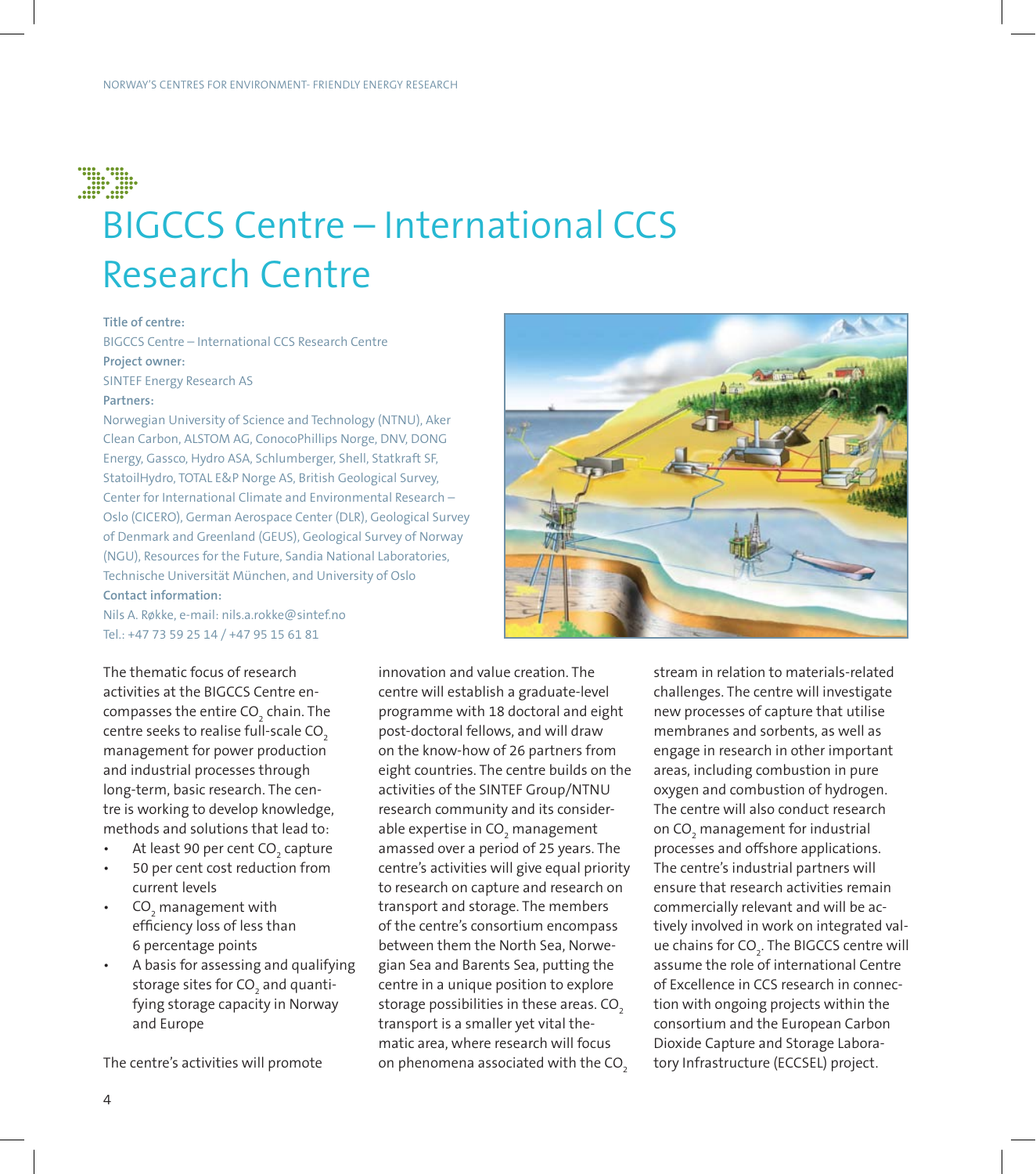# BIGCCS Centre – International CCS Research Centre

**Title of centre:**
BIGCCS Centre – International CCS Research Centre

**Project owner:**
SINTEF Energy Research AS

**Partners:**
Norwegian University of Science and Technology (NTNU), Aker Clean Carbon, ALSTOM AG, ConocoPhillips Norge, DNV, DONG Energy, Gassco, Hydro ASA, Schlumberger, Shell, Statkraft SF, StatoilHydro, TOTAL E&P Norge AS, British Geological Survey, Center for International Climate and Environmental Research – Oslo (CICERO), German Aerospace Center (DLR), Geological Survey of Denmark and Greenland (GEUS), Geological Survey of Norway (NGU), Resources for the Future, Sandia National Laboratories, Technische Universität München, and University of Oslo

**Contact information:**
Nils A. Røkke, e-mail: nils.a.rokke@sintef.no
Tel.: +47 73 59 25 14 / +47 95 15 61 81

The thematic focus of research activities at the BIGCCS Centre encompasses the entire $CO_2$ chain. The centre seeks to realise full-scale $CO_2$ management for power production and industrial processes through long-term, basic research. The centre is working to develop knowledge, methods and solutions that lead to:

- At least 90 per cent $CO_2$ capture
- 50 per cent cost reduction from current levels
- $CO_2$ management with efficiency loss of less than 6 percentage points
- A basis for assessing and qualifying storage sites for $CO_2$ and quantifying storage capacity in Norway and Europe

The centre's activities will promote innovation and value creation. The centre will establish a graduate-level programme with 18 doctoral and eight post-doctoral fellows, and will draw on the know-how of 26 partners from eight countries. The centre builds on the activities of the SINTEF Group/NTNU research community and its considerable expertise in $CO_2$ management amassed over a period of 25 years. The centre's activities will give equal priority to research on capture and research on transport and storage. The members of the centre's consortium encompass between them the North Sea, Norwegian Sea and Barents Sea, putting the centre in a unique position to explore storage possibilities in these areas. $CO_2$ transport is a smaller yet vital thematic area, where research will focus on phenomena associated with the $CO_2$ stream in relation to materials-related challenges. The centre will investigate new processes of capture that utilise membranes and sorbents, as well as engage in research in other important areas, including combustion in pure oxygen and combustion of hydrogen. The centre will also conduct research on $CO_2$ management for industrial processes and offshore applications. The centre's industrial partners will ensure that research activities remain commercially relevant and will be actively involved in work on integrated value chains for $CO_2$. The BIGCCS centre will assume the role of international Centre of Excellence in CCS research in connection with ongoing projects within the consortium and the European Carbon Dioxide Capture and Storage Laboratory Infrastructure (ECCSEL) project.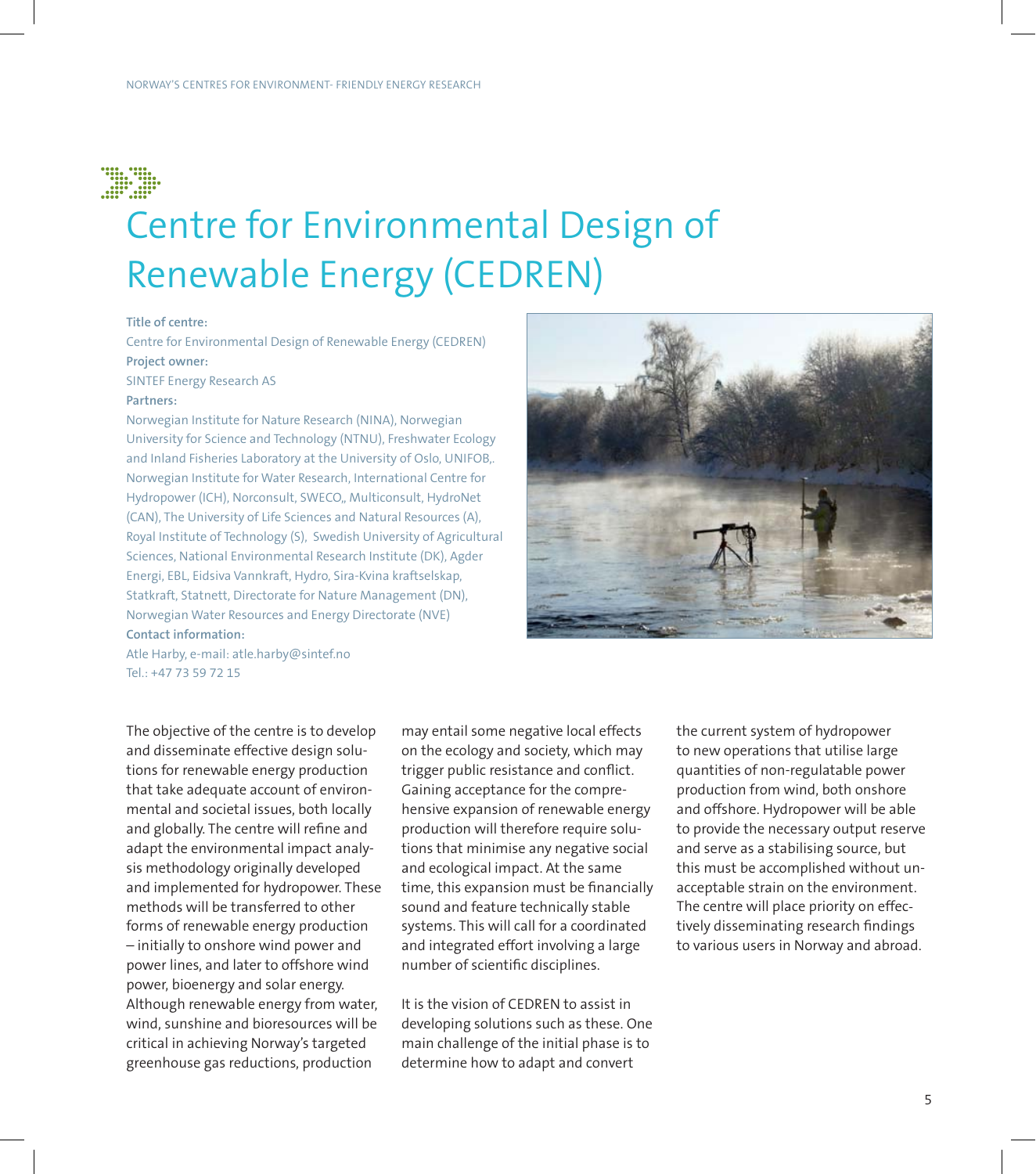# Centre for Environmental Design of Renewable Energy (CEDREN)

**Title of centre:**
Centre for Environmental Design of Renewable Energy (CEDREN)

**Project owner:**
SINTEF Energy Research AS

**Partners:**
Norwegian Institute for Nature Research (NINA), Norwegian University for Science and Technology (NTNU), Freshwater Ecology and Inland Fisheries Laboratory at the University of Oslo, UNIFOB,. Norwegian Institute for Water Research, International Centre for Hydropower (ICH), Norconsult, SWECO,, Multiconsult, HydroNet (CAN), The University of Life Sciences and Natural Resources (A), Royal Institute of Technology (S), Swedish University of Agricultural Sciences, National Environmental Research Institute (DK), Agder Energi, EBL, Eidsiva Vannkraft, Hydro, Sira-Kvina kraftselskap, Statkraft, Statnett, Directorate for Nature Management (DN), Norwegian Water Resources and Energy Directorate (NVE)

**Contact information:**
Atle Harby, e-mail: atle.harby@sintef.no
Tel.: +47 73 59 72 15

The objective of the centre is to develop and disseminate effective design solutions for renewable energy production that take adequate account of environmental and societal issues, both locally and globally. The centre will refine and adapt the environmental impact analysis methodology originally developed and implemented for hydropower. These methods will be transferred to other forms of renewable energy production – initially to onshore wind power and power lines, and later to offshore wind power, bioenergy and solar energy. Although renewable energy from water, wind, sunshine and bioresources will be critical in achieving Norway's targeted greenhouse gas reductions, production may entail some negative local effects on the ecology and society, which may trigger public resistance and conflict. Gaining acceptance for the comprehensive expansion of renewable energy production will therefore require solutions that minimise any negative social and ecological impact. At the same time, this expansion must be financially sound and feature technically stable systems. This will call for a coordinated and integrated effort involving a large number of scientific disciplines.

It is the vision of CEDREN to assist in developing solutions such as these. One main challenge of the initial phase is to determine how to adapt and convert the current system of hydropower to new operations that utilise large quantities of non-regulatable power production from wind, both onshore and offshore. Hydropower will be able to provide the necessary output reserve and serve as a stabilising source, but this must be accomplished without unacceptable strain on the environment. The centre will place priority on effectively disseminating research findings to various users in Norway and abroad.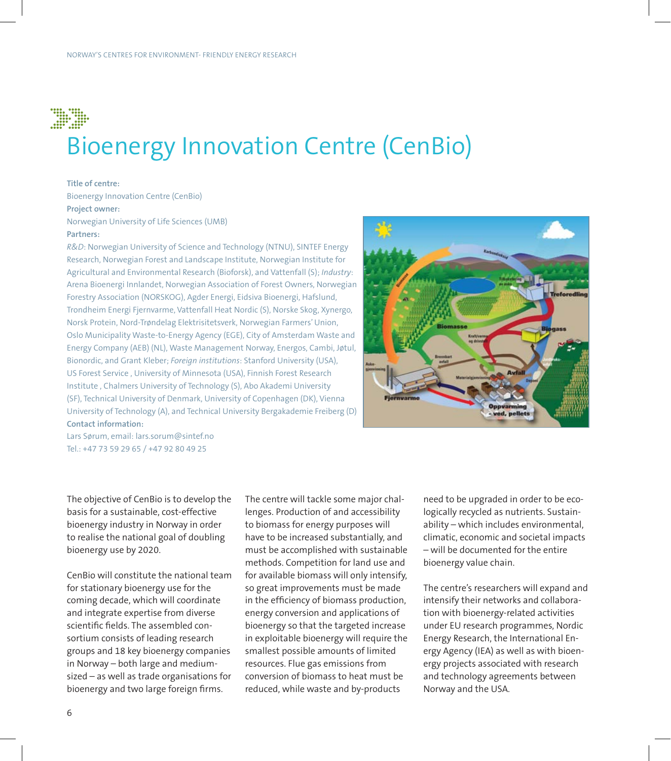# Bioenergy Innovation Centre (CenBio)

**Title of centre:**
Bioenergy Innovation Centre (CenBio)

**Project owner:**
Norwegian University of Life Sciences (UMB)

**Partners:**
*R&D*: Norwegian University of Science and Technology (NTNU), SINTEF Energy Research, Norwegian Forest and Landscape Institute, Norwegian Institute for Agricultural and Environmental Research (Bioforsk), and Vattenfall (S); *Industry*: Arena Bioenergi Innlandet, Norwegian Association of Forest Owners, Norwegian Forestry Association (NORSKOG), Agder Energi, Eidsiva Bioenergi, Hafslund, Trondheim Energi Fjernvarme, Vattenfall Heat Nordic (S), Norske Skog, Xynergo, Norsk Protein, Nord-Trøndelag Elektrisitetsverk, Norwegian Farmers' Union, Oslo Municipality Waste-to-Energy Agency (EGE), City of Amsterdam Waste and Energy Company (AEB) (NL), Waste Management Norway, Energos, Cambi, Jøtul, Bionordic, and Grant Kleber; *Foreign institutions*: Stanford University (USA), US Forest Service , University of Minnesota (USA), Finnish Forest Research Institute , Chalmers University of Technology (S), Abo Akademi University (SF), Technical University of Denmark, University of Copenhagen (DK), Vienna University of Technology (A), and Technical University Bergakademie Freiberg (D)

**Contact information:**
Lars Sørum, email: lars.sorum@sintef.no
Tel.: +47 73 59 29 65 / +47 92 80 49 25

The objective of CenBio is to develop the basis for a sustainable, cost-effective bioenergy industry in Norway in order to realise the national goal of doubling bioenergy use by 2020.

CenBio will constitute the national team for stationary bioenergy use for the coming decade, which will coordinate and integrate expertise from diverse scientific fields. The assembled consortium consists of leading research groups and 18 key bioenergy companies in Norway – both large and medium-sized – as well as trade organisations for bioenergy and two large foreign firms.

The centre will tackle some major challenges. Production of and accessibility to biomass for energy purposes will have to be increased substantially, and must be accomplished with sustainable methods. Competition for land use and for available biomass will only intensify, so great improvements must be made in the efficiency of biomass production, energy conversion and applications of bioenergy so that the targeted increase in exploitable bioenergy will require the smallest possible amounts of limited resources. Flue gas emissions from conversion of biomass to heat must be reduced, while waste and by-products need to be upgraded in order to be ecologically recycled as nutrients. Sustainability – which includes environmental, climatic, economic and societal impacts – will be documented for the entire bioenergy value chain.

The centre's researchers will expand and intensify their networks and collaboration with bioenergy-related activities under EU research programmes, Nordic Energy Research, the International Energy Agency (IEA) as well as with bioenergy projects associated with research and technology agreements between Norway and the USA.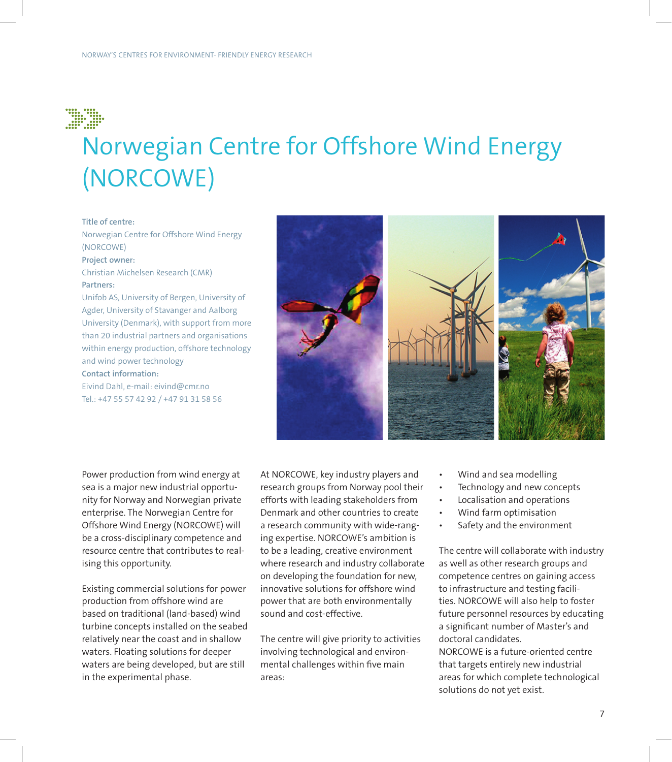# Norwegian Centre for Offshore Wind Energy (NORCOWE)

**Title of centre:**
Norwegian Centre for Offshore Wind Energy (NORCOWE)

**Project owner:**
Christian Michelsen Research (CMR)

**Partners:**
Unifob AS, University of Bergen, University of Agder, University of Stavanger and Aalborg University (Denmark), with support from more than 20 industrial partners and organisations within energy production, offshore technology and wind power technology

**Contact information:**
Eivind Dahl, e-mail: eivind@cmr.no
Tel.: +47 55 57 42 92 / +47 91 31 58 56

Power production from wind energy at sea is a major new industrial opportunity for Norway and Norwegian private enterprise. The Norwegian Centre for Offshore Wind Energy (NORCOWE) will be a cross-disciplinary competence and resource centre that contributes to realising this opportunity.

Existing commercial solutions for power production from offshore wind are based on traditional (land-based) wind turbine concepts installed on the seabed relatively near the coast and in shallow waters. Floating solutions for deeper waters are being developed, but are still in the experimental phase.

At NORCOWE, key industry players and research groups from Norway pool their efforts with leading stakeholders from Denmark and other countries to create a research community with wide-ranging expertise. NORCOWE's ambition is to be a leading, creative environment where research and industry collaborate on developing the foundation for new, innovative solutions for offshore wind power that are both environmentally sound and cost-effective.

The centre will give priority to activities involving technological and environmental challenges within five main areas:

- Wind and sea modelling
- Technology and new concepts
- Localisation and operations
- Wind farm optimisation
- Safety and the environment

The centre will collaborate with industry as well as other research groups and competence centres on gaining access to infrastructure and testing facilities. NORCOWE will also help to foster future personnel resources by educating a significant number of Master's and doctoral candidates.
NORCOWE is a future-oriented centre that targets entirely new industrial areas for which complete technological solutions do not yet exist.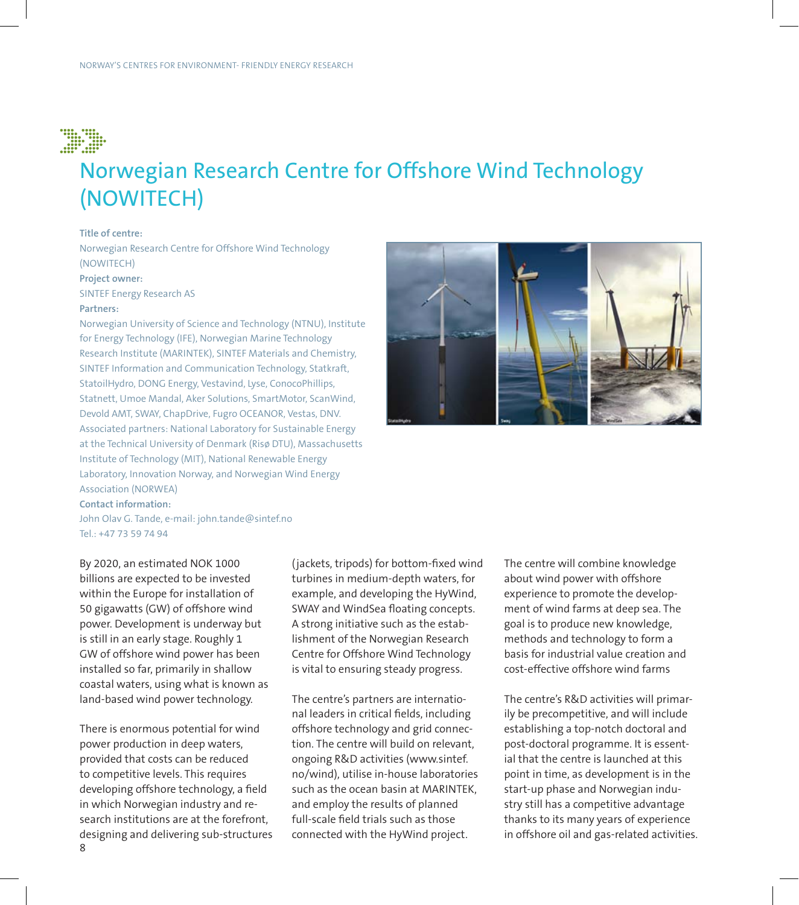# Norwegian Research Centre for Offshore Wind Technology (NOWITECH)

**Title of centre:**
Norwegian Research Centre for Offshore Wind Technology (NOWITECH)

**Project owner:**
SINTEF Energy Research AS

**Partners:**
Norwegian University of Science and Technology (NTNU), Institute for Energy Technology (IFE), Norwegian Marine Technology Research Institute (MARINTEK), SINTEF Materials and Chemistry, SINTEF Information and Communication Technology, Statkraft, StatoilHydro, DONG Energy, Vestavind, Lyse, ConocoPhillips, Statnett, Umoe Mandal, Aker Solutions, SmartMotor, ScanWind, Devold AMT, SWAY, ChapDrive, Fugro OCEANOR, Vestas, DNV. Associated partners: National Laboratory for Sustainable Energy at the Technical University of Denmark (Risø DTU), Massachusetts Institute of Technology (MIT), National Renewable Energy Laboratory, Innovation Norway, and Norwegian Wind Energy Association (NORWEA)

**Contact information:**
John Olav G. Tande, e-mail: john.tande@sintef.no
Tel.: +47 73 59 74 94

By 2020, an estimated NOK 1000 billions are expected to be invested within the Europe for installation of 50 gigawatts (GW) of offshore wind power. Development is underway but is still in an early stage. Roughly 1 GW of offshore wind power has been installed so far, primarily in shallow coastal waters, using what is known as land-based wind power technology.

There is enormous potential for wind power production in deep waters, provided that costs can be reduced to competitive levels. This requires developing offshore technology, a field in which Norwegian industry and research institutions are at the forefront, designing and delivering sub-structures (jackets, tripods) for bottom-fixed wind turbines in medium-depth waters, for example, and developing the HyWind, SWAY and WindSea floating concepts. A strong initiative such as the establishment of the Norwegian Research Centre for Offshore Wind Technology is vital to ensuring steady progress.

The centre's partners are international leaders in critical fields, including offshore technology and grid connection. The centre will build on relevant, ongoing R&D activities (www.sintef.no/wind), utilise in-house laboratories such as the ocean basin at MARINTEK, and employ the results of planned full-scale field trials such as those connected with the HyWind project.

The centre will combine knowledge about wind power with offshore experience to promote the development of wind farms at deep sea. The goal is to produce new knowledge, methods and technology to form a basis for industrial value creation and cost-effective offshore wind farms

The centre's R&D activities will primarily be precompetitive, and will include establishing a top-notch doctoral and post-doctoral programme. It is essential that the centre is launched at this point in time, as development is in the start-up phase and Norwegian industry still has a competitive advantage thanks to its many years of experience in offshore oil and gas-related activities.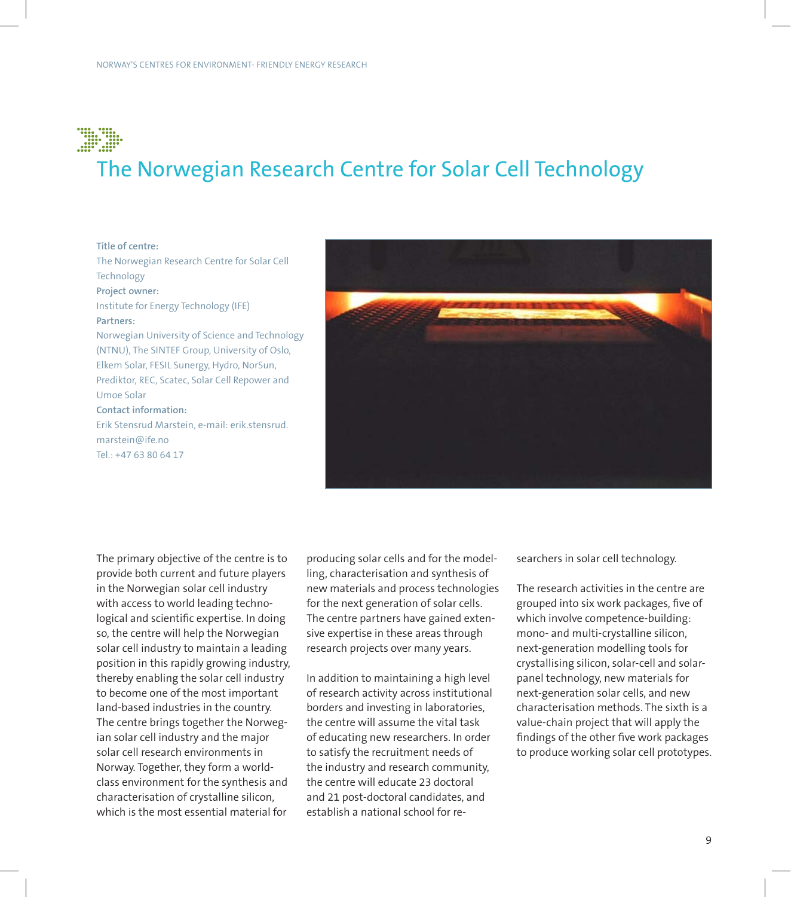# The Norwegian Research Centre for Solar Cell Technology

**Title of centre:**
The Norwegian Research Centre for Solar Cell Technology

**Project owner:**
Institute for Energy Technology (IFE)

**Partners:**
Norwegian University of Science and Technology (NTNU), The SINTEF Group, University of Oslo, Elkem Solar, FESIL Sunergy, Hydro, NorSun, Prediktor, REC, Scatec, Solar Cell Repower and Umoe Solar

**Contact information:**
Erik Stensrud Marstein, e-mail: erik.stensrud.marstein@ife.no
Tel.: +47 63 80 64 17

The primary objective of the centre is to provide both current and future players in the Norwegian solar cell industry with access to world leading technological and scientific expertise. In doing so, the centre will help the Norwegian solar cell industry to maintain a leading position in this rapidly growing industry, thereby enabling the solar cell industry to become one of the most important land-based industries in the country. The centre brings together the Norwegian solar cell industry and the major solar cell research environments in Norway. Together, they form a world-class environment for the synthesis and characterisation of crystalline silicon, which is the most essential material for producing solar cells and for the modelling, characterisation and synthesis of new materials and process technologies for the next generation of solar cells. The centre partners have gained extensive expertise in these areas through research projects over many years.

In addition to maintaining a high level of research activity across institutional borders and investing in laboratories, the centre will assume the vital task of educating new researchers. In order to satisfy the recruitment needs of the industry and research community, the centre will educate 23 doctoral and 21 post-doctoral candidates, and establish a national school for researchers in solar cell technology.

The research activities in the centre are grouped into six work packages, five of which involve competence-building: mono- and multi-crystalline silicon, next-generation modelling tools for crystallising silicon, solar-cell and solar-panel technology, new materials for next-generation solar cells, and new characterisation methods. The sixth is a value-chain project that will apply the findings of the other five work packages to produce working solar cell prototypes.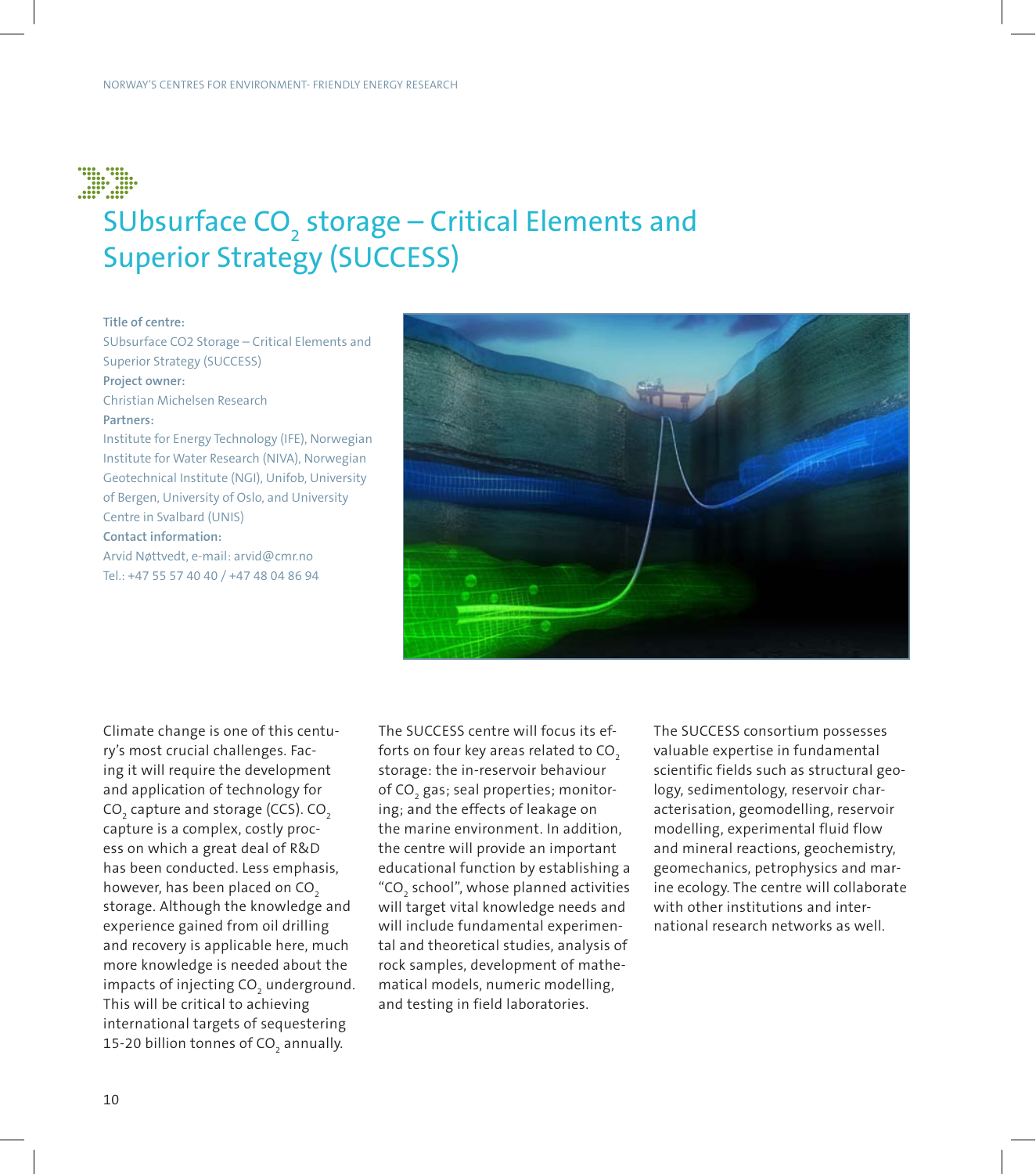# SUbsurface $CO_2$ storage – Critical Elements and Superior Strategy (SUCCESS)

**Title of centre:**
SUbsurface CO2 Storage – Critical Elements and Superior Strategy (SUCCESS)
**Project owner:**
Christian Michelsen Research
**Partners:**
Institute for Energy Technology (IFE), Norwegian Institute for Water Research (NIVA), Norwegian Geotechnical Institute (NGI), Unifob, University of Bergen, University of Oslo, and University Centre in Svalbard (UNIS)
**Contact information:**
Arvid Nøttvedt, e-mail: arvid@cmr.no
Tel.: +47 55 57 40 40 / +47 48 04 86 94

Climate change is one of this century's most crucial challenges. Facing it will require the development and application of technology for $CO_2$ capture and storage (CCS). $CO_2$ capture is a complex, costly process on which a great deal of R&D has been conducted. Less emphasis, however, has been placed on $CO_2$ storage. Although the knowledge and experience gained from oil drilling and recovery is applicable here, much more knowledge is needed about the impacts of injecting $CO_2$ underground. This will be critical to achieving international targets of sequestering 15-20 billion tonnes of $CO_2$ annually.

The SUCCESS centre will focus its efforts on four key areas related to $CO_2$ storage: the in-reservoir behaviour of $CO_2$ gas; seal properties; monitoring; and the effects of leakage on the marine environment. In addition, the centre will provide an important educational function by establishing a "$CO_2$ school", whose planned activities will target vital knowledge needs and will include fundamental experimental and theoretical studies, analysis of rock samples, development of mathematical models, numeric modelling, and testing in field laboratories.

The SUCCESS consortium possesses valuable expertise in fundamental scientific fields such as structural geology, sedimentology, reservoir characterisation, geomodelling, reservoir modelling, experimental fluid flow and mineral reactions, geochemistry, geomechanics, petrophysics and marine ecology. The centre will collaborate with other institutions and international research networks as well.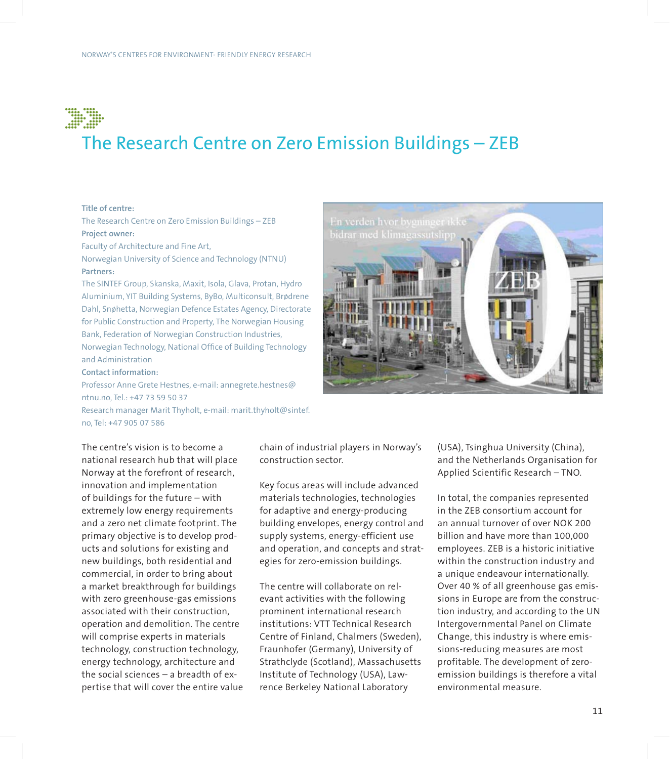# The Research Centre on Zero Emission Buildings – ZEB

**Title of centre:**
The Research Centre on Zero Emission Buildings – ZEB
**Project owner:**
Faculty of Architecture and Fine Art,
Norwegian University of Science and Technology (NTNU)
**Partners:**
The SINTEF Group, Skanska, Maxit, Isola, Glava, Protan, Hydro Aluminium, YIT Building Systems, ByBo, Multiconsult, Brødrene Dahl, Snøhetta, Norwegian Defence Estates Agency, Directorate for Public Construction and Property, The Norwegian Housing Bank, Federation of Norwegian Construction Industries, Norwegian Technology, National Office of Building Technology and Administration
**Contact information:**
Professor Anne Grete Hestnes, e-mail: annegrete.hestnes@ntnu.no, Tel.: +47 73 59 50 37
Research manager Marit Thyholt, e-mail: marit.thyholt@sintef.no, Tel: +47 905 07 586

The centre's vision is to become a national research hub that will place Norway at the forefront of research, innovation and implementation of buildings for the future – with extremely low energy requirements and a zero net climate footprint. The primary objective is to develop products and solutions for existing and new buildings, both residential and commercial, in order to bring about a market breakthrough for buildings with zero greenhouse-gas emissions associated with their construction, operation and demolition. The centre will comprise experts in materials technology, construction technology, energy technology, architecture and the social sciences – a breadth of expertise that will cover the entire value chain of industrial players in Norway's construction sector.

Key focus areas will include advanced materials technologies, technologies for adaptive and energy-producing building envelopes, energy control and supply systems, energy-efficient use and operation, and concepts and strategies for zero-emission buildings.

The centre will collaborate on relevant activities with the following prominent international research institutions: VTT Technical Research Centre of Finland, Chalmers (Sweden), Fraunhofer (Germany), University of Strathclyde (Scotland), Massachusetts Institute of Technology (USA), Lawrence Berkeley National Laboratory (USA), Tsinghua University (China), and the Netherlands Organisation for Applied Scientific Research – TNO.

In total, the companies represented in the ZEB consortium account for an annual turnover of over NOK 200 billion and have more than 100,000 employees. ZEB is a historic initiative within the construction industry and a unique endeavour internationally. Over 40 % of all greenhouse gas emissions in Europe are from the construction industry, and according to the UN Intergovernmental Panel on Climate Change, this industry is where emissions-reducing measures are most profitable. The development of zero-emission buildings is therefore a vital environmental measure.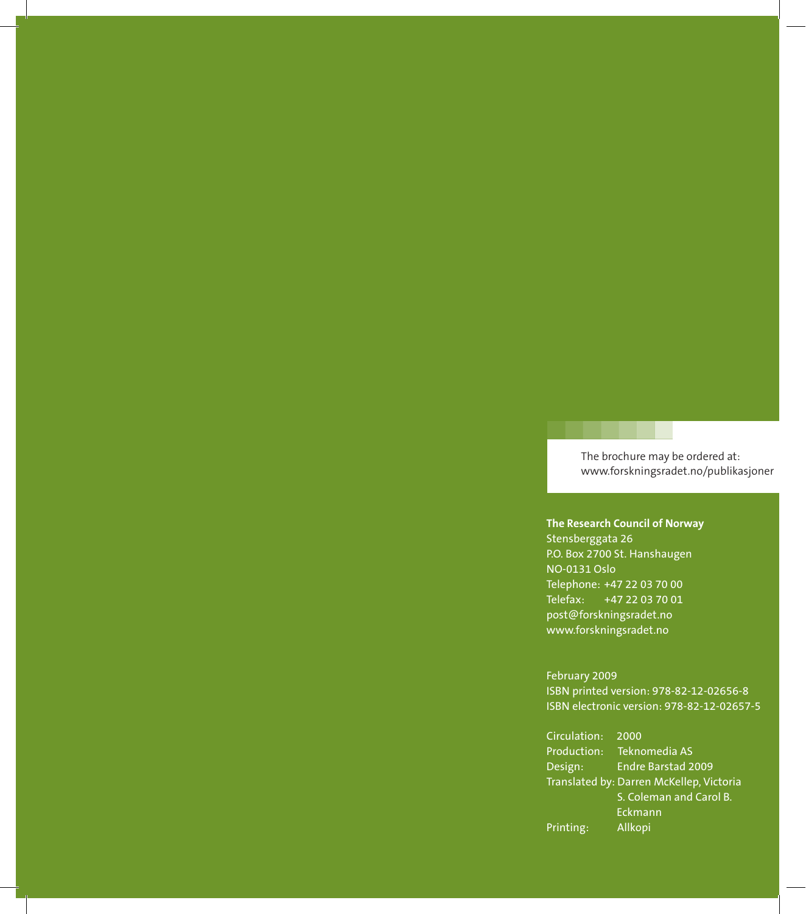The brochure may be ordered at:
www.forskningsradet.no/publikasjoner

**The Research Council of Norway**
Stensberggata 26
P.O. Box 2700 St. Hanshaugen
NO-0131 Oslo
Telephone: +47 22 03 70 00
Telefax: +47 22 03 70 01
post@forskningsradet.no
www.forskningsradet.no

February 2009
ISBN printed version: 978-82-12-02656-8
ISBN electronic version: 978-82-12-02657-5

| | |
|---|---|
| Circulation: | 2000 |
| Production: | Teknomedia AS |
| Design: | Endre Barstad 2009 |
| Translated by: | Darren McKellep, Victoria S. Coleman and Carol B. Eckmann |
| Printing: | Allkopi |